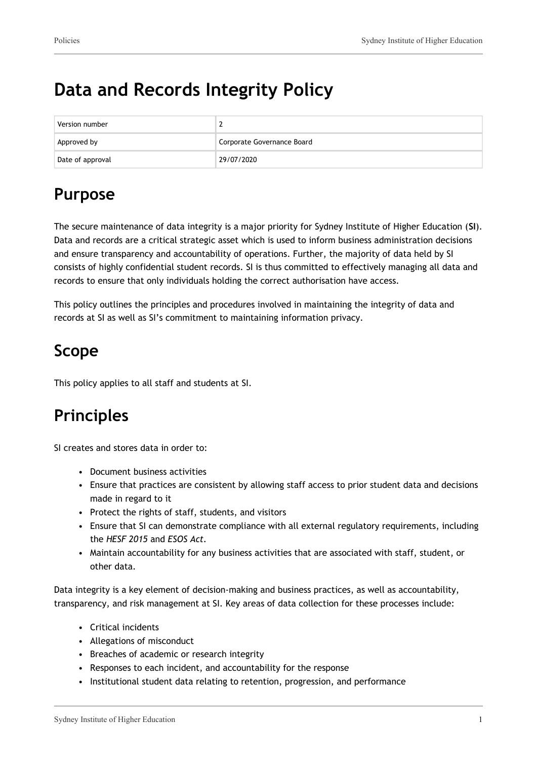# Data and Records Integrity Policy

| Version number | 2 |
| --- | --- |
| Approved by | Corporate Governance Board |
| Date of approval | 29/07/2020 |

## Purpose

The secure maintenance of data integrity is a major priority for Sydney Institute of Higher Education (**SI**). Data and records are a critical strategic asset which is used to inform business administration decisions and ensure transparency and accountability of operations. Further, the majority of data held by SI consists of highly confidential student records. SI is thus committed to effectively managing all data and records to ensure that only individuals holding the correct authorisation have access.

This policy outlines the principles and procedures involved in maintaining the integrity of data and records at SI as well as SI's commitment to maintaining information privacy.

## Scope

This policy applies to all staff and students at SI.

## Principles

SI creates and stores data in order to:

- Document business activities
- Ensure that practices are consistent by allowing staff access to prior student data and decisions made in regard to it
- Protect the rights of staff, students, and visitors
- Ensure that SI can demonstrate compliance with all external regulatory requirements, including the *HESF 2015* and *ESOS Act*.
- Maintain accountability for any business activities that are associated with staff, student, or other data.

Data integrity is a key element of decision-making and business practices, as well as accountability, transparency, and risk management at SI. Key areas of data collection for these processes include:

- Critical incidents
- Allegations of misconduct
- Breaches of academic or research integrity
- Responses to each incident, and accountability for the response
- Institutional student data relating to retention, progression, and performance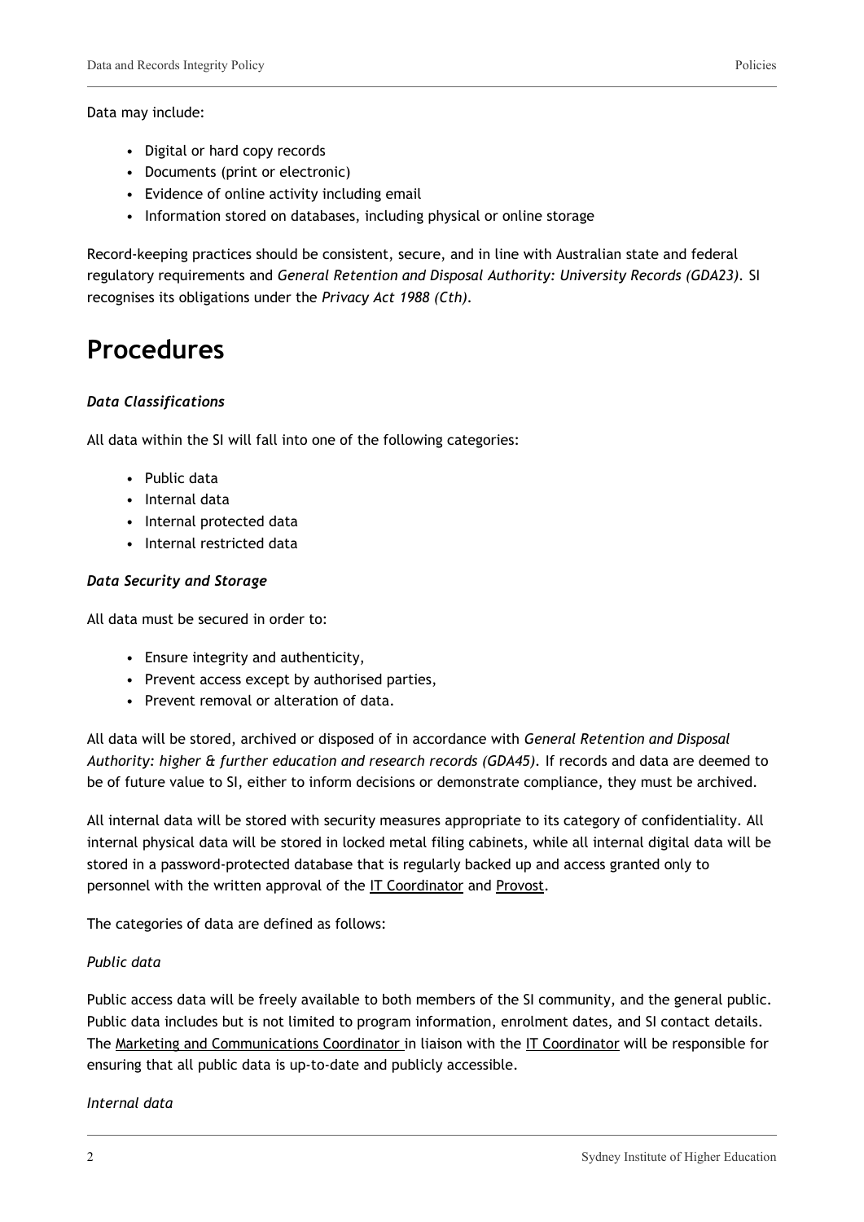Data may include:

- Digital or hard copy records
- Documents (print or electronic)
- Evidence of online activity including email
- Information stored on databases, including physical or online storage

Record-keeping practices should be consistent, secure, and in line with Australian state and federal regulatory requirements and *General Retention and Disposal Authority: University Records (GDA23).* SI recognises its obligations under the *Privacy Act 1988 (Cth).*

# Procedures

***Data Classifications***

All data within the SI will fall into one of the following categories:

- Public data
- Internal data
- Internal protected data
- Internal restricted data

***Data Security and Storage***

All data must be secured in order to:

- Ensure integrity and authenticity,
- Prevent access except by authorised parties,
- Prevent removal or alteration of data.

All data will be stored, archived or disposed of in accordance with *General Retention and Disposal Authority: higher & further education and research records (GDA45).* If records and data are deemed to be of future value to SI, either to inform decisions or demonstrate compliance, they must be archived.

All internal data will be stored with security measures appropriate to its category of confidentiality. All internal physical data will be stored in locked metal filing cabinets, while all internal digital data will be stored in a password-protected database that is regularly backed up and access granted only to personnel with the written approval of the IT Coordinator and Provost.

The categories of data are defined as follows:

*Public data*

Public access data will be freely available to both members of the SI community, and the general public. Public data includes but is not limited to program information, enrolment dates, and SI contact details. The Marketing and Communications Coordinator in liaison with the IT Coordinator will be responsible for ensuring that all public data is up-to-date and publicly accessible.

*Internal data*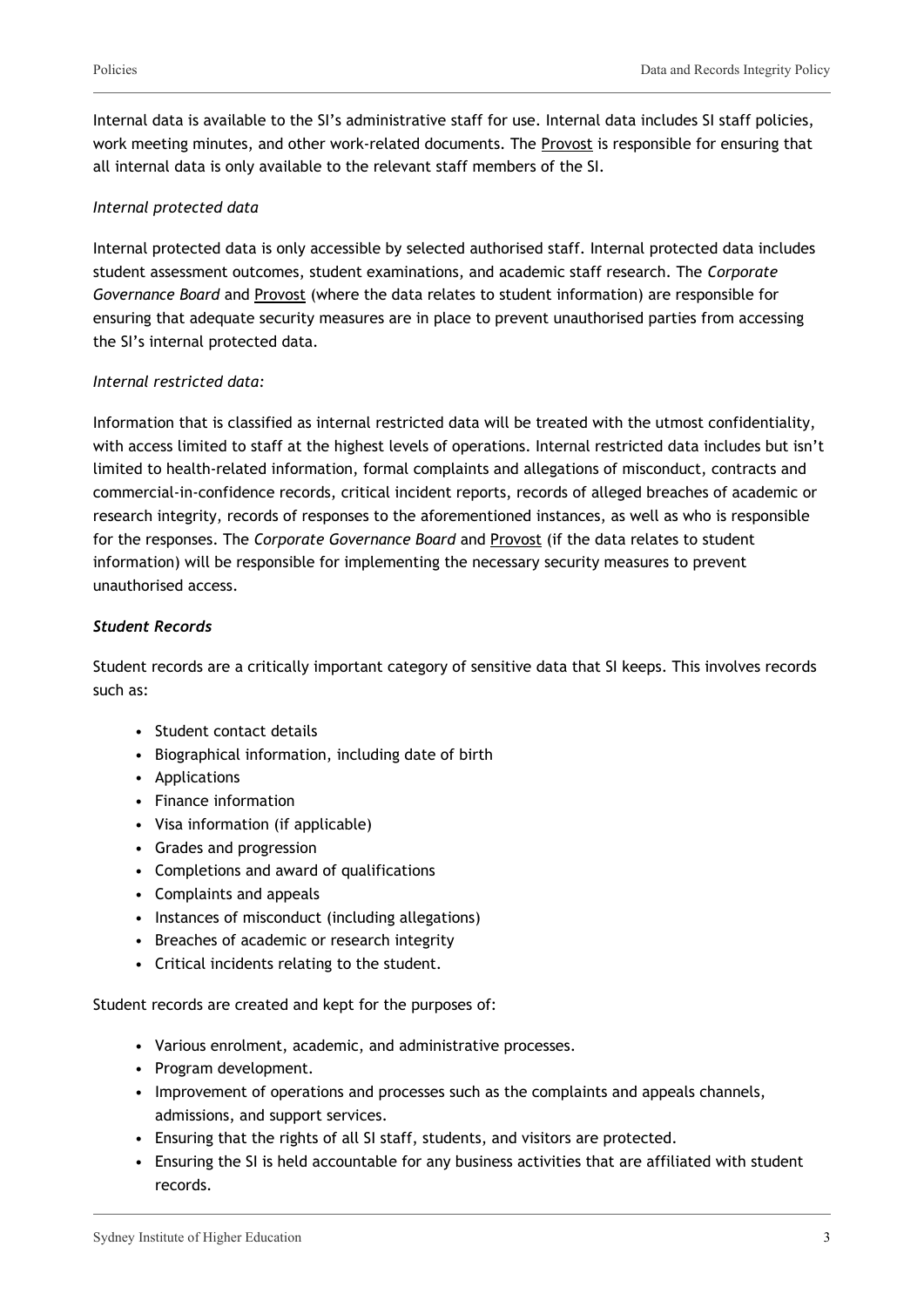Internal data is available to the SI's administrative staff for use. Internal data includes SI staff policies, work meeting minutes, and other work-related documents. The Provost is responsible for ensuring that all internal data is only available to the relevant staff members of the SI.

*Internal protected data*

Internal protected data is only accessible by selected authorised staff. Internal protected data includes student assessment outcomes, student examinations, and academic staff research. The *Corporate Governance Board* and Provost (where the data relates to student information) are responsible for ensuring that adequate security measures are in place to prevent unauthorised parties from accessing the SI's internal protected data.

*Internal restricted data:*

Information that is classified as internal restricted data will be treated with the utmost confidentiality, with access limited to staff at the highest levels of operations. Internal restricted data includes but isn't limited to health-related information, formal complaints and allegations of misconduct, contracts and commercial-in-confidence records, critical incident reports, records of alleged breaches of academic or research integrity, records of responses to the aforementioned instances, as well as who is responsible for the responses. The *Corporate Governance Board* and Provost (if the data relates to student information) will be responsible for implementing the necessary security measures to prevent unauthorised access.

***Student Records***

Student records are a critically important category of sensitive data that SI keeps. This involves records such as:

- Student contact details
- Biographical information, including date of birth
- Applications
- Finance information
- Visa information (if applicable)
- Grades and progression
- Completions and award of qualifications
- Complaints and appeals
- Instances of misconduct (including allegations)
- Breaches of academic or research integrity
- Critical incidents relating to the student.

Student records are created and kept for the purposes of:

- Various enrolment, academic, and administrative processes.
- Program development.
- Improvement of operations and processes such as the complaints and appeals channels, admissions, and support services.
- Ensuring that the rights of all SI staff, students, and visitors are protected.
- Ensuring the SI is held accountable for any business activities that are affiliated with student records.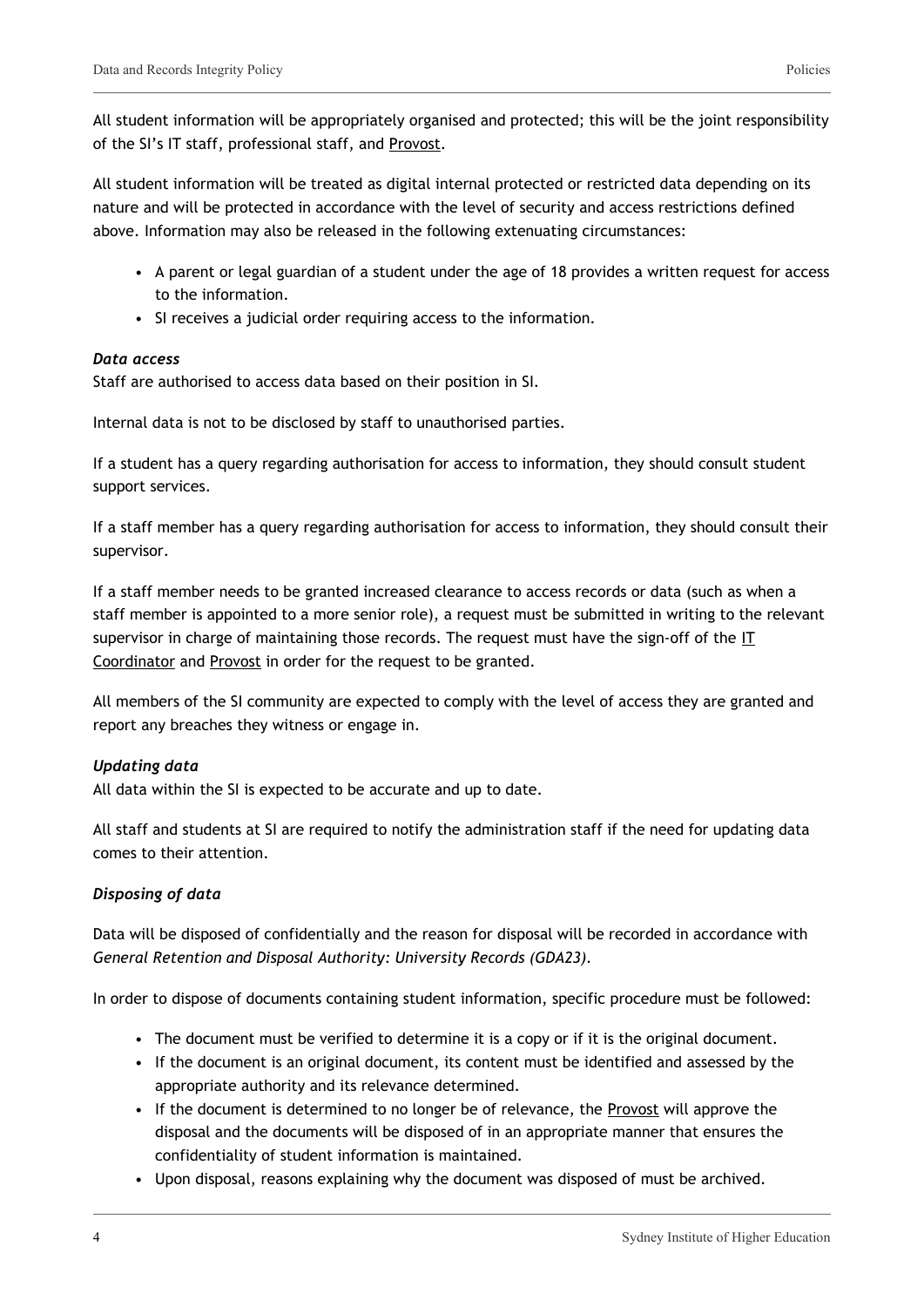All student information will be appropriately organised and protected; this will be the joint responsibility of the SI's IT staff, professional staff, and Provost.

All student information will be treated as digital internal protected or restricted data depending on its nature and will be protected in accordance with the level of security and access restrictions defined above. Information may also be released in the following extenuating circumstances:

- A parent or legal guardian of a student under the age of 18 provides a written request for access to the information.
- SI receives a judicial order requiring access to the information.

***Data access***

Staff are authorised to access data based on their position in SI.

Internal data is not to be disclosed by staff to unauthorised parties.

If a student has a query regarding authorisation for access to information, they should consult student support services.

If a staff member has a query regarding authorisation for access to information, they should consult their supervisor.

If a staff member needs to be granted increased clearance to access records or data (such as when a staff member is appointed to a more senior role), a request must be submitted in writing to the relevant supervisor in charge of maintaining those records. The request must have the sign-off of the IT Coordinator and Provost in order for the request to be granted.

All members of the SI community are expected to comply with the level of access they are granted and report any breaches they witness or engage in.

***Updating data***

All data within the SI is expected to be accurate and up to date.

All staff and students at SI are required to notify the administration staff if the need for updating data comes to their attention.

***Disposing of data***

Data will be disposed of confidentially and the reason for disposal will be recorded in accordance with *General Retention and Disposal Authority: University Records (GDA23)*.

In order to dispose of documents containing student information, specific procedure must be followed:

- The document must be verified to determine it is a copy or if it is the original document.
- If the document is an original document, its content must be identified and assessed by the appropriate authority and its relevance determined.
- If the document is determined to no longer be of relevance, the Provost will approve the disposal and the documents will be disposed of in an appropriate manner that ensures the confidentiality of student information is maintained.
- Upon disposal, reasons explaining why the document was disposed of must be archived.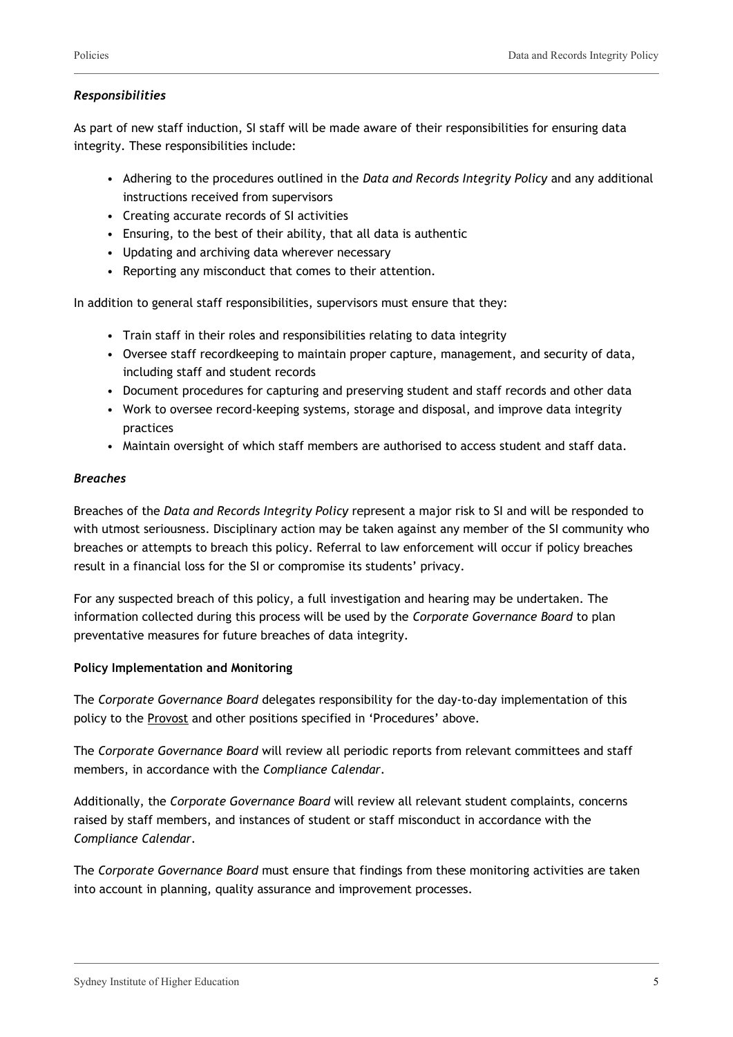### *Responsibilities*

As part of new staff induction, SI staff will be made aware of their responsibilities for ensuring data integrity. These responsibilities include:

- Adhering to the procedures outlined in the *Data and Records Integrity Policy* and any additional instructions received from supervisors
- Creating accurate records of SI activities
- Ensuring, to the best of their ability, that all data is authentic
- Updating and archiving data wherever necessary
- Reporting any misconduct that comes to their attention.

In addition to general staff responsibilities, supervisors must ensure that they:

- Train staff in their roles and responsibilities relating to data integrity
- Oversee staff recordkeeping to maintain proper capture, management, and security of data, including staff and student records
- Document procedures for capturing and preserving student and staff records and other data
- Work to oversee record-keeping systems, storage and disposal, and improve data integrity practices
- Maintain oversight of which staff members are authorised to access student and staff data.

### *Breaches*

Breaches of the *Data and Records Integrity Policy* represent a major risk to SI and will be responded to with utmost seriousness. Disciplinary action may be taken against any member of the SI community who breaches or attempts to breach this policy. Referral to law enforcement will occur if policy breaches result in a financial loss for the SI or compromise its students' privacy.

For any suspected breach of this policy, a full investigation and hearing may be undertaken. The information collected during this process will be used by the *Corporate Governance Board* to plan preventative measures for future breaches of data integrity.

**Policy Implementation and Monitoring**

The *Corporate Governance Board* delegates responsibility for the day-to-day implementation of this policy to the Provost and other positions specified in 'Procedures' above.

The *Corporate Governance Board* will review all periodic reports from relevant committees and staff members, in accordance with the *Compliance Calendar*.

Additionally, the *Corporate Governance Board* will review all relevant student complaints, concerns raised by staff members, and instances of student or staff misconduct in accordance with the *Compliance Calendar*.

The *Corporate Governance Board* must ensure that findings from these monitoring activities are taken into account in planning, quality assurance and improvement processes.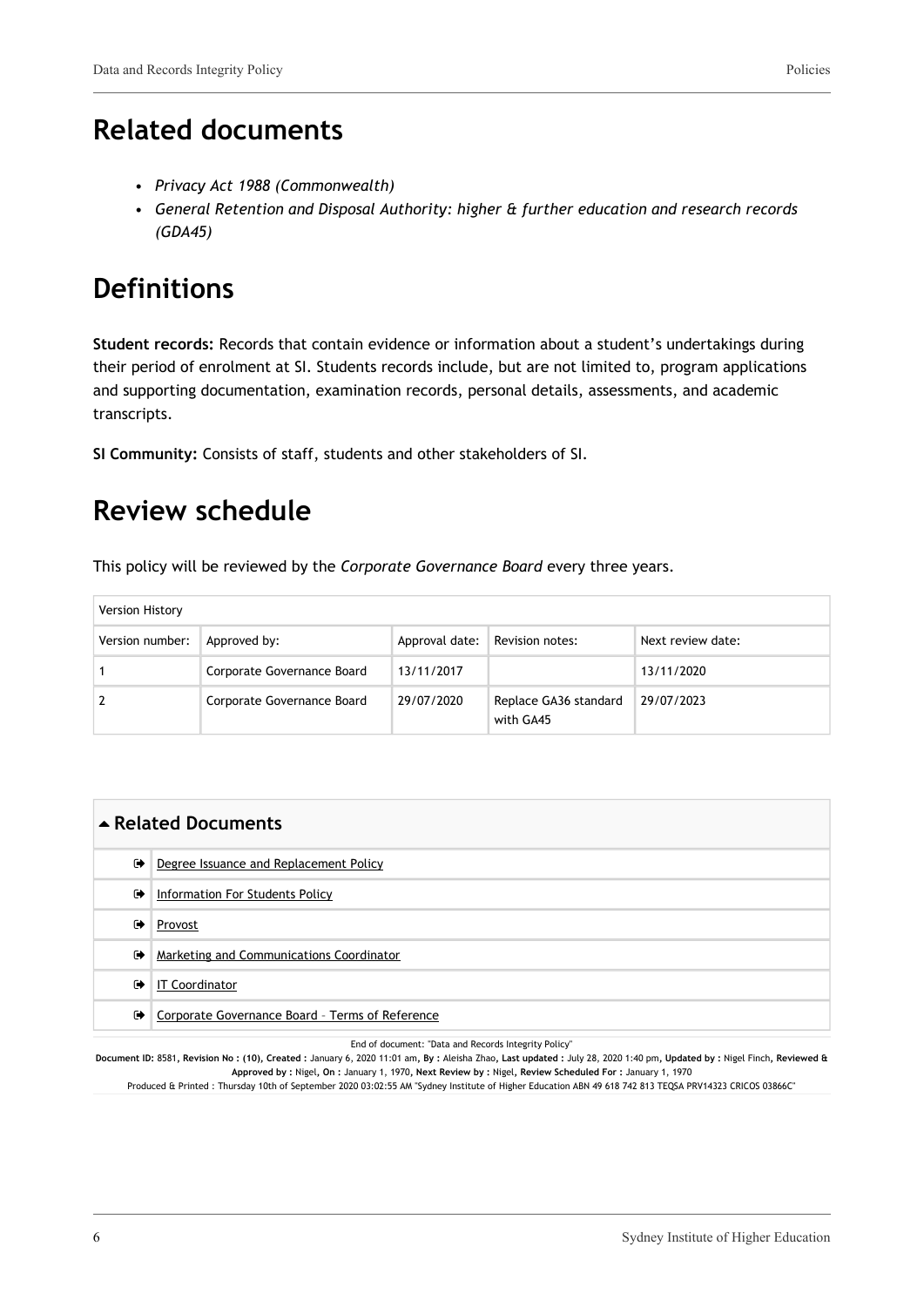## Related documents

- *Privacy Act 1988 (Commonwealth)*
- *General Retention and Disposal Authority: higher & further education and research records (GDA45)*

## Definitions

**Student records:** Records that contain evidence or information about a student's undertakings during their period of enrolment at SI. Students records include, but are not limited to, program applications and supporting documentation, examination records, personal details, assessments, and academic transcripts.

**SI Community:** Consists of staff, students and other stakeholders of SI.

## Review schedule

This policy will be reviewed by the *Corporate Governance Board* every three years.

| Version History | | | | |
|---|---|---|---|---|
| Version number: | Approved by: | Approval date: | Revision notes: | Next review date: |
| 1 | Corporate Governance Board | 13/11/2017 | | 13/11/2020 |
| 2 | Corporate Governance Board | 29/07/2020 | Replace GA36 standard with GA45 | 29/07/2023 |

### ▲ Related Documents

- Degree Issuance and Replacement Policy
- Information For Students Policy
- Provost
- Marketing and Communications Coordinator
- IT Coordinator
- Corporate Governance Board – Terms of Reference

End of document: "Data and Records Integrity Policy"

**Document ID:** 8581, **Revision No :** (10), **Created :** January 6, 2020 11:01 am, **By :** Aleisha Zhao, **Last updated :** July 28, 2020 1:40 pm, **Updated by :** Nigel Finch, **Reviewed & Approved by :** Nigel, **On :** January 1, 1970, **Next Review by :** Nigel, **Review Scheduled For :** January 1, 1970

Produced & Printed : Thursday 10th of September 2020 03:02:55 AM "Sydney Institute of Higher Education ABN 49 618 742 813 TEQSA PRV14323 CRICOS 03866C"